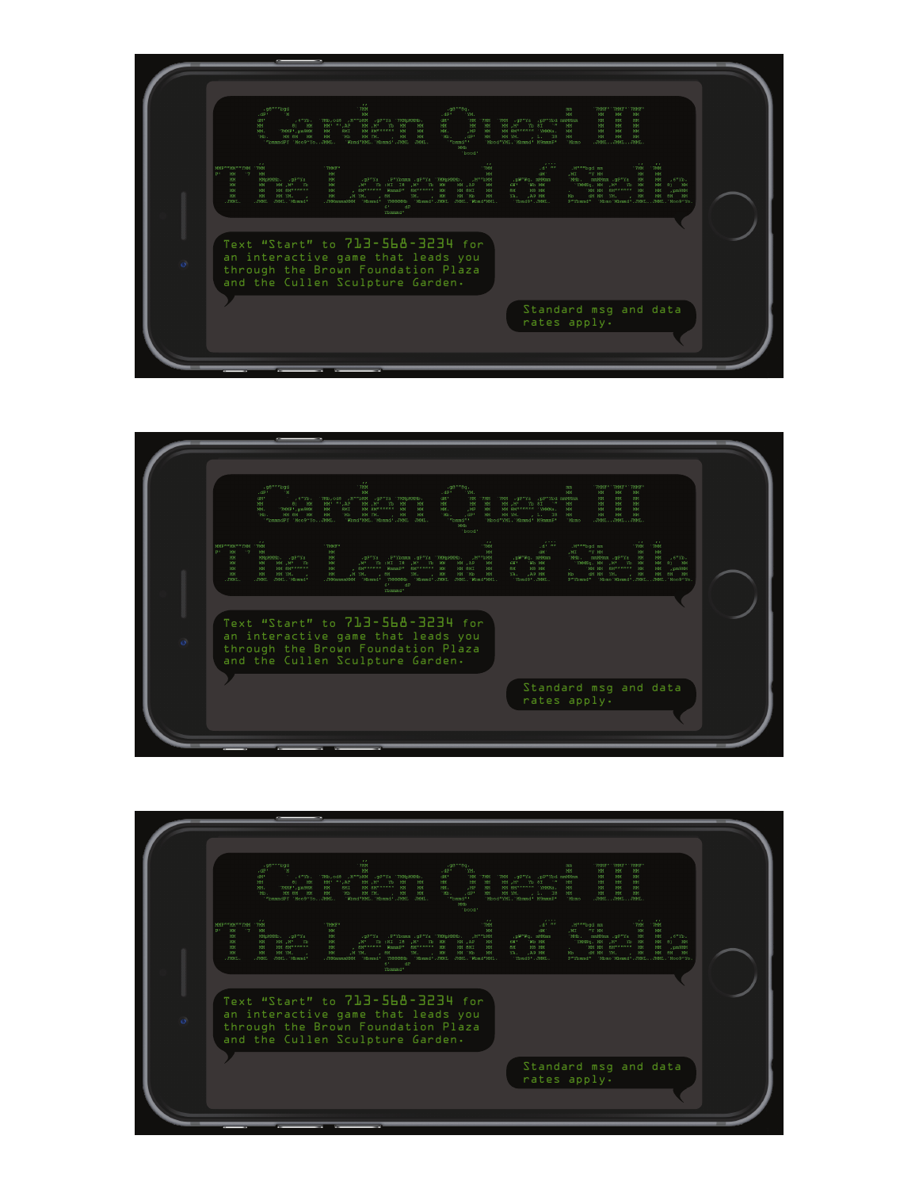Text "Start" to 713-568-3234 for an interactive game that leads you through the Brown Foundation Plaza and the Cullen Sculpture Garden.

Standard msg and data rates apply.

Text "Start" to 713-568-3234 for an interactive game that leads you through the Brown Foundation Plaza and the Cullen Sculpture Garden.

Standard msg and data rates apply.

Text "Start" to 713-568-3234 for an interactive game that leads you through the Brown Foundation Plaza and the Cullen Sculpture Garden.

Standard msg and data rates apply.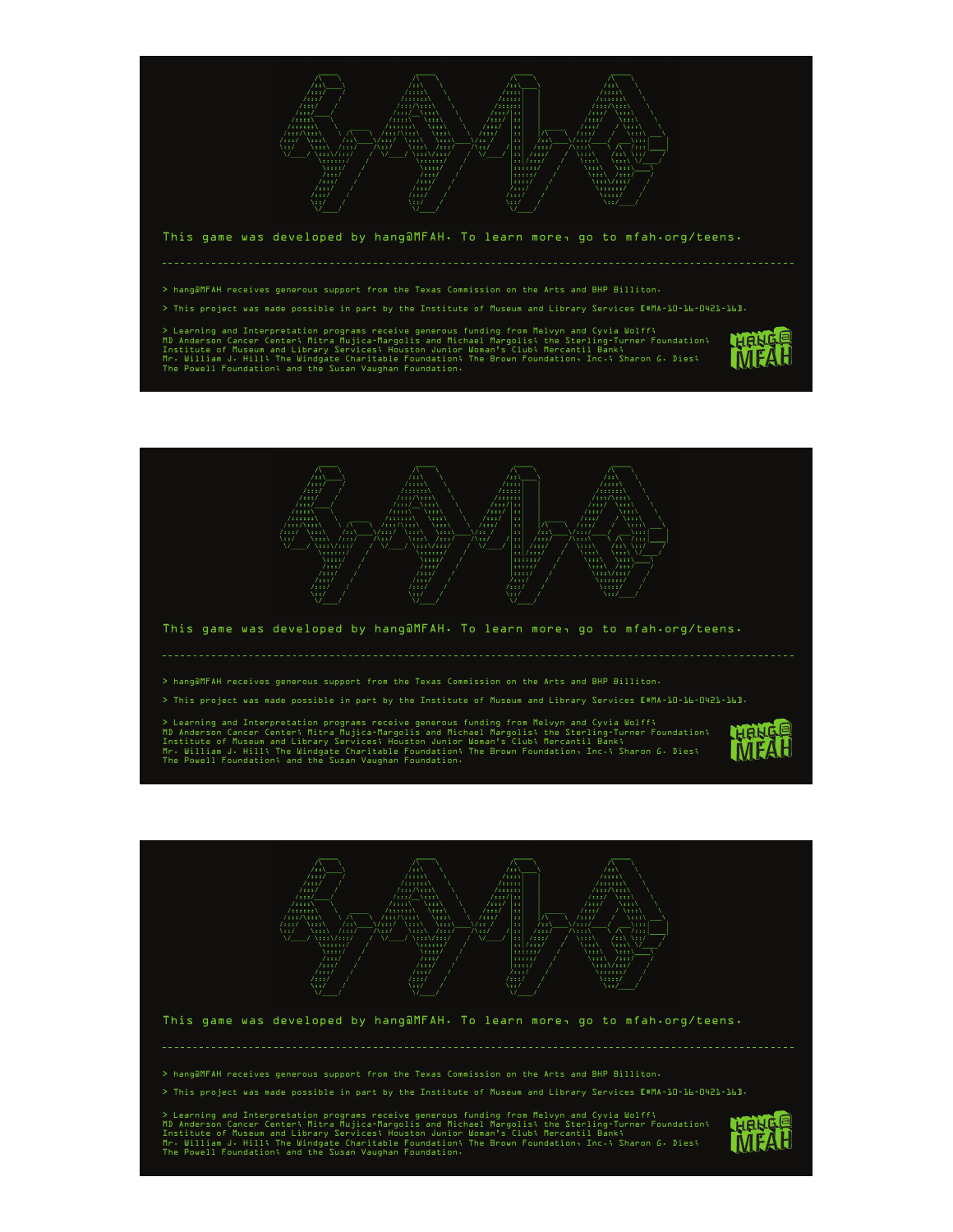This game was developed by hang@MFAH. To learn more, go to mfah.org/teens.

---

> hang@MFAH receives generous support from the Texas Commission on the Arts and BHP Billiton.

> This project was made possible in part by the Institute of Museum and Library Services [#MA-10-16-0421-16].

> Learning and Interpretation programs receive generous funding from Melvyn and Cyvia Wolff; MD Anderson Cancer Center; Mitra Mujica-Margolis and Michael Margolis; the Sterling-Turner Foundation; Institute of Museum and Library Services; Houston Junior Woman's Club; Mercantil Bank; Mr. William J. Hill; The Windgate Charitable Foundation; The Brown Foundation, Inc.; Sharon G. Dies; The Powell Foundation; and the Susan Vaughan Foundation.

This game was developed by hang@MFAH. To learn more, go to mfah.org/teens.

---

> hang@MFAH receives generous support from the Texas Commission on the Arts and BHP Billiton.

> This project was made possible in part by the Institute of Museum and Library Services [#MA-10-16-0421-16].

> Learning and Interpretation programs receive generous funding from Melvyn and Cyvia Wolff; MD Anderson Cancer Center; Mitra Mujica-Margolis and Michael Margolis; the Sterling-Turner Foundation; Institute of Museum and Library Services; Houston Junior Woman's Club; Mercantil Bank; Mr. William J. Hill; The Windgate Charitable Foundation; The Brown Foundation, Inc.; Sharon G. Dies; The Powell Foundation; and the Susan Vaughan Foundation.

This game was developed by hang@MFAH. To learn more, go to mfah.org/teens.

---

> hang@MFAH receives generous support from the Texas Commission on the Arts and BHP Billiton.

> This project was made possible in part by the Institute of Museum and Library Services [#MA-10-16-0421-16].

> Learning and Interpretation programs receive generous funding from Melvyn and Cyvia Wolff; MD Anderson Cancer Center; Mitra Mujica-Margolis and Michael Margolis; the Sterling-Turner Foundation; Institute of Museum and Library Services; Houston Junior Woman's Club; Mercantil Bank; Mr. William J. Hill; The Windgate Charitable Foundation; The Brown Foundation, Inc.; Sharon G. Dies; The Powell Foundation; and the Susan Vaughan Foundation.